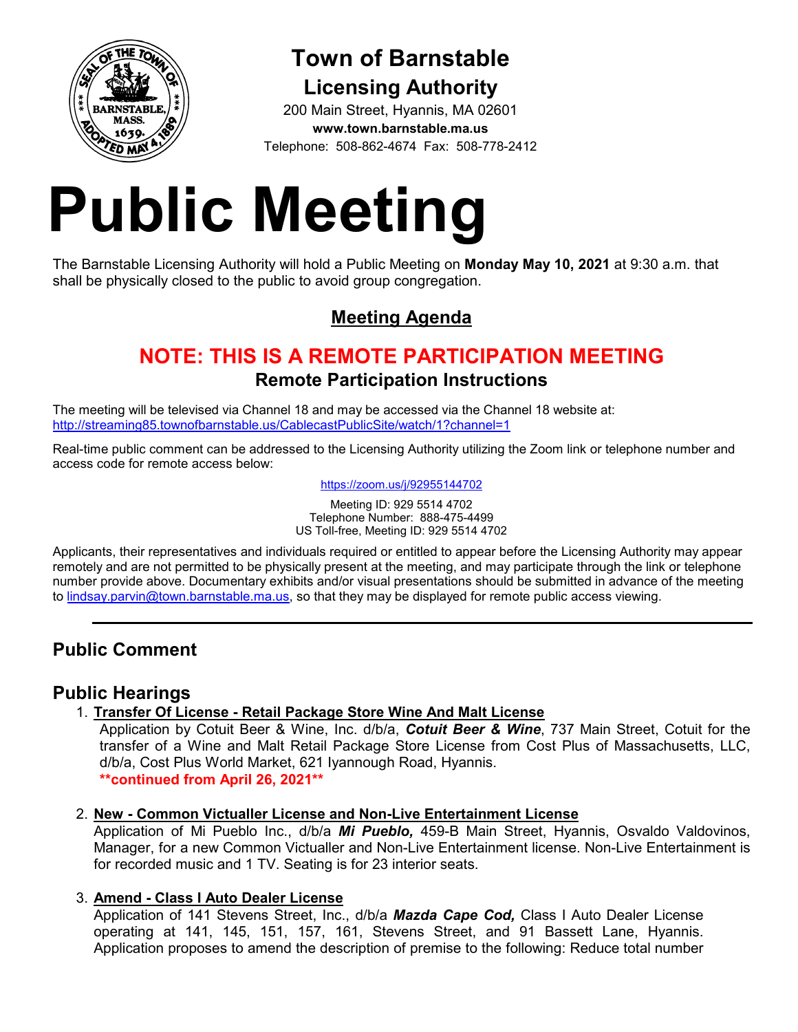# Town of Barnstable

## Licensing Authority

200 Main Street, Hyannis, MA 02601
**www.town.barnstable.ma.us**
Telephone: 508-862-4674 Fax: 508-778-2412

# Public Meeting

The Barnstable Licensing Authority will hold a Public Meeting on **Monday May 10, 2021** at 9:30 a.m. that shall be physically closed to the public to avoid group congregation.

## Meeting Agenda

## NOTE: THIS IS A REMOTE PARTICIPATION MEETING

### Remote Participation Instructions

The meeting will be televised via Channel 18 and may be accessed via the Channel 18 website at: http://streaming85.townofbarnstable.us/CablecastPublicSite/watch/1?channel=1

Real-time public comment can be addressed to the Licensing Authority utilizing the Zoom link or telephone number and access code for remote access below:

https://zoom.us/j/92955144702

Meeting ID: 929 5514 4702
Telephone Number: 888-475-4499
US Toll-free, Meeting ID: 929 5514 4702

Applicants, their representatives and individuals required or entitled to appear before the Licensing Authority may appear remotely and are not permitted to be physically present at the meeting, and may participate through the link or telephone number provide above. Documentary exhibits and/or visual presentations should be submitted in advance of the meeting to lindsay.parvin@town.barnstable.ma.us, so that they may be displayed for remote public access viewing.

---

## Public Comment

## Public Hearings

1. **Transfer Of License - Retail Package Store Wine And Malt License**
   Application by Cotuit Beer & Wine, Inc. d/b/a, ***Cotuit Beer & Wine***, 737 Main Street, Cotuit for the transfer of a Wine and Malt Retail Package Store License from Cost Plus of Massachusetts, LLC, d/b/a, Cost Plus World Market, 621 Iyannough Road, Hyannis.
   **\*\*continued from April 26, 2021\*\***

2. **New - Common Victualler License and Non-Live Entertainment License**
   Application of Mi Pueblo Inc., d/b/a ***Mi Pueblo,*** 459-B Main Street, Hyannis, Osvaldo Valdovinos, Manager, for a new Common Victualler and Non-Live Entertainment license. Non-Live Entertainment is for recorded music and 1 TV. Seating is for 23 interior seats.

3. **Amend - Class I Auto Dealer License**
   Application of 141 Stevens Street, Inc., d/b/a ***Mazda Cape Cod,*** Class I Auto Dealer License operating at 141, 145, 151, 157, 161, Stevens Street, and 91 Bassett Lane, Hyannis. Application proposes to amend the description of premise to the following: Reduce total number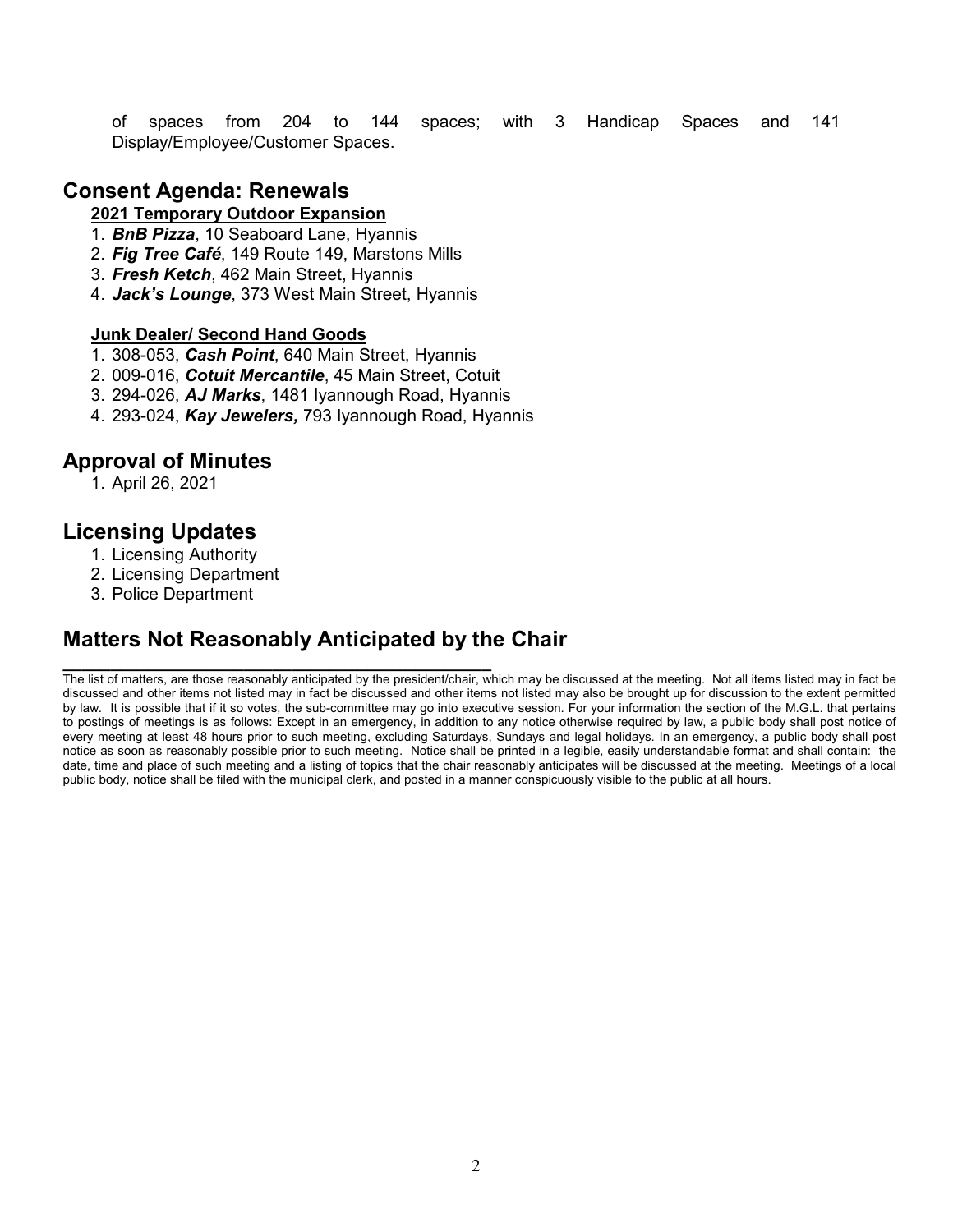of spaces from 204 to 144 spaces; with 3 Handicap Spaces and 141 Display/Employee/Customer Spaces.

## Consent Agenda: Renewals

**2021 Temporary Outdoor Expansion**

1. ***BnB Pizza***, 10 Seaboard Lane, Hyannis
2. ***Fig Tree Café***, 149 Route 149, Marstons Mills
3. ***Fresh Ketch***, 462 Main Street, Hyannis
4. ***Jack's Lounge***, 373 West Main Street, Hyannis

**Junk Dealer/ Second Hand Goods**

1. 308-053, ***Cash Point***, 640 Main Street, Hyannis
2. 009-016, ***Cotuit Mercantile***, 45 Main Street, Cotuit
3. 294-026, ***AJ Marks***, 1481 Iyannough Road, Hyannis
4. 293-024, ***Kay Jewelers,*** 793 Iyannough Road, Hyannis

## Approval of Minutes

1. April 26, 2021

## Licensing Updates

1. Licensing Authority
2. Licensing Department
3. Police Department

## Matters Not Reasonably Anticipated by the Chair

The list of matters, are those reasonably anticipated by the president/chair, which may be discussed at the meeting. Not all items listed may in fact be discussed and other items not listed may in fact be discussed and other items not listed may also be brought up for discussion to the extent permitted by law. It is possible that if it so votes, the sub-committee may go into executive session. For your information the section of the M.G.L. that pertains to postings of meetings is as follows: Except in an emergency, in addition to any notice otherwise required by law, a public body shall post notice of every meeting at least 48 hours prior to such meeting, excluding Saturdays, Sundays and legal holidays. In an emergency, a public body shall post notice as soon as reasonably possible prior to such meeting. Notice shall be printed in a legible, easily understandable format and shall contain: the date, time and place of such meeting and a listing of topics that the chair reasonably anticipates will be discussed at the meeting. Meetings of a local public body, notice shall be filed with the municipal clerk, and posted in a manner conspicuously visible to the public at all hours.